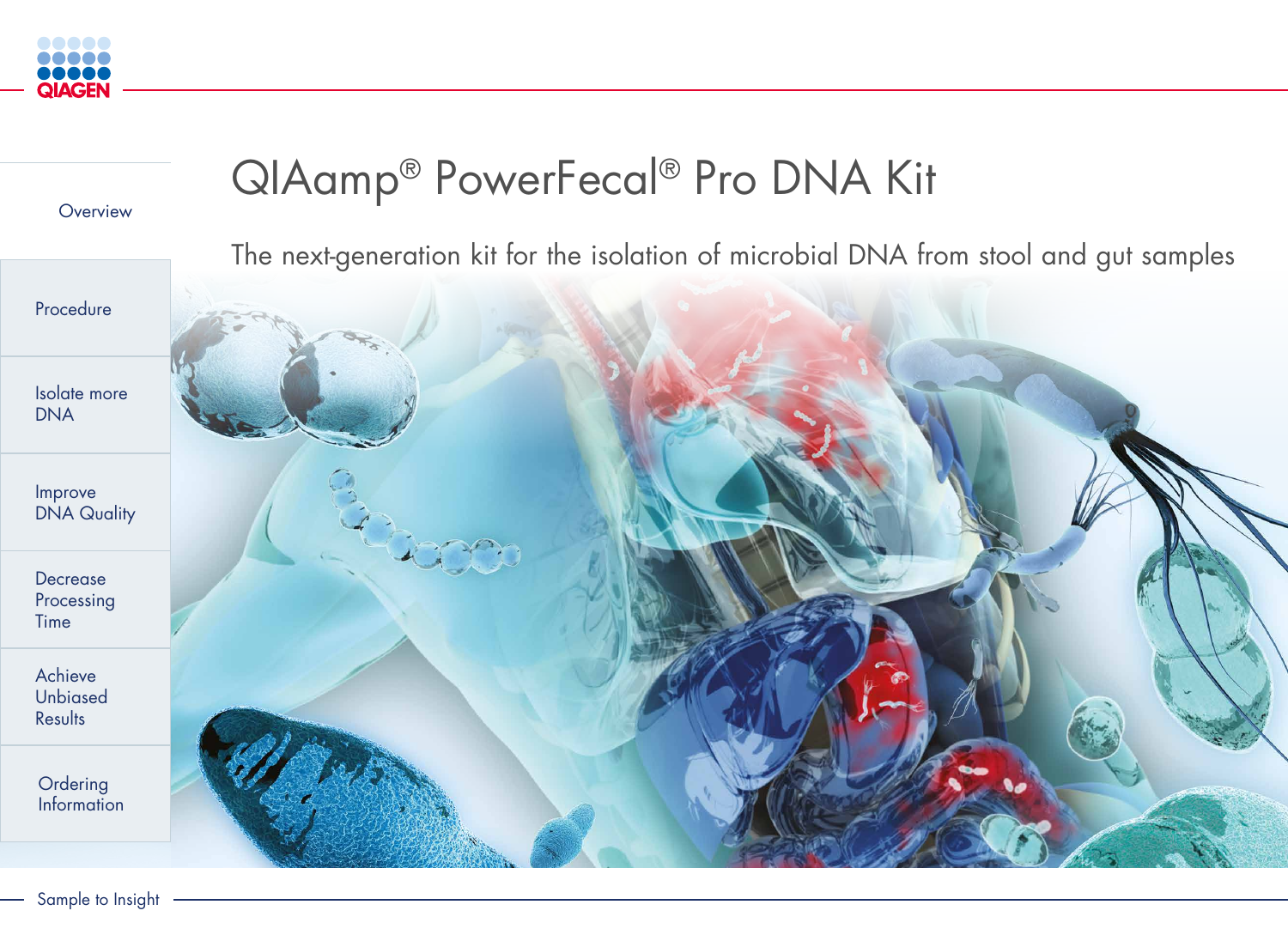# QIAamp® PowerFecal® Pro DNA Kit

The next-generation kit for the isolation of microbial DNA from stool and gut samples

- Overview
- Procedure
- Isolate more DNA
- Improve DNA Quality
- Decrease Processing Time
- Achieve Unbiased Results
- Ordering Information

Sample to Insight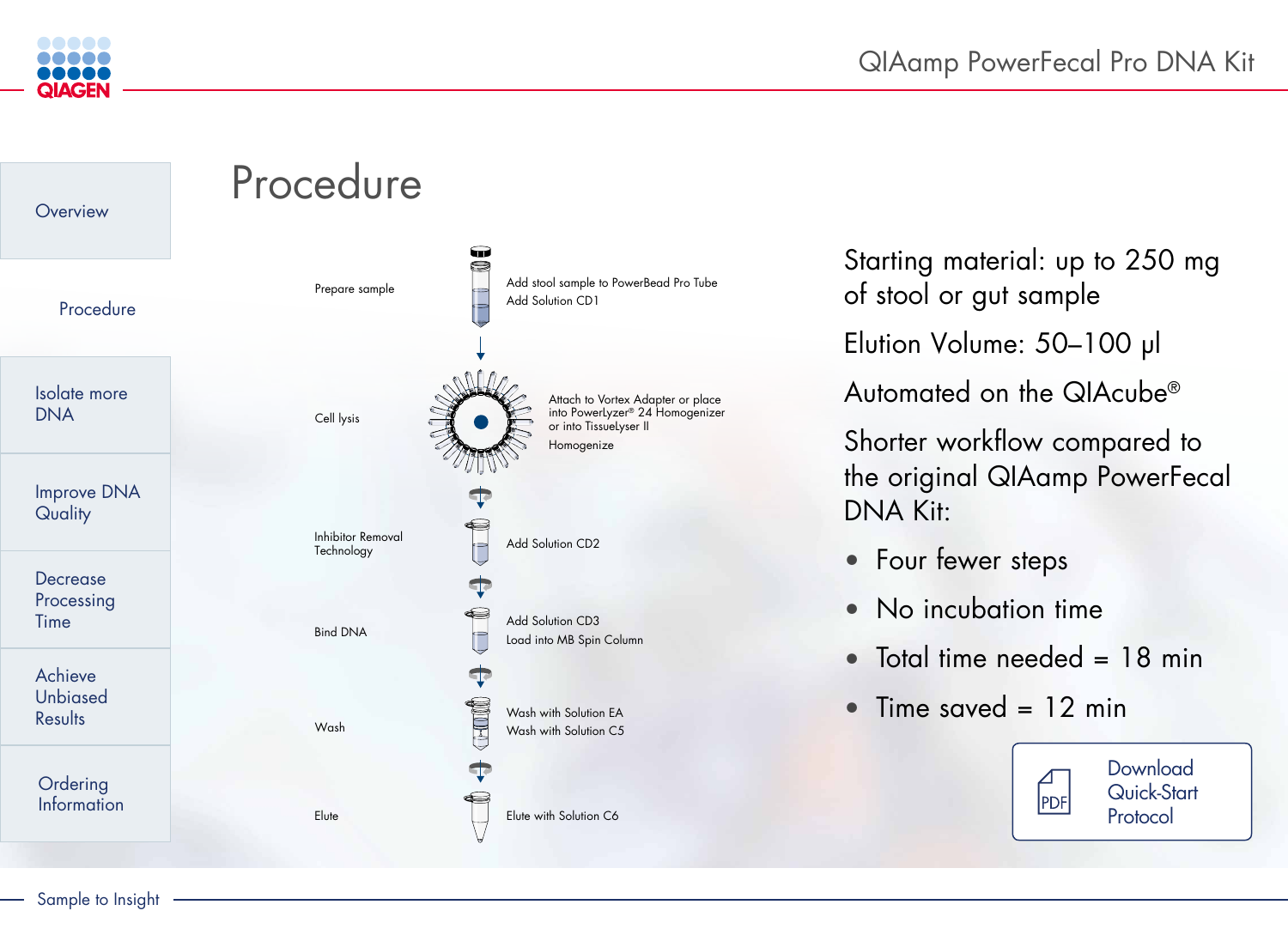# Procedure

| Step | Action |
| --- | --- |
| Prepare sample | Add stool sample to PowerBead Pro Tube<br>Add Solution CD1 |
| Cell lysis | Attach to Vortex Adapter or place into Powerlyzer® 24 Homogenizer or into TissueLyser II<br>Homogenize |
| Inhibitor Removal Technology | Add Solution CD2 |
| Bind DNA | Add Solution CD3<br>Load into MB Spin Column |
| Wash | Wash with Solution EA<br>Wash with Solution C5 |
| Elute | Elute with Solution C6 |

Starting material: up to 250 mg of stool or gut sample

Elution Volume: 50–100 µl

Automated on the QIAcube®

Shorter workflow compared to the original QIAamp PowerFecal DNA Kit:

- Four fewer steps
- No incubation time
- Total time needed = 18 min
- Time saved = 12 min

Download Quick-Start Protocol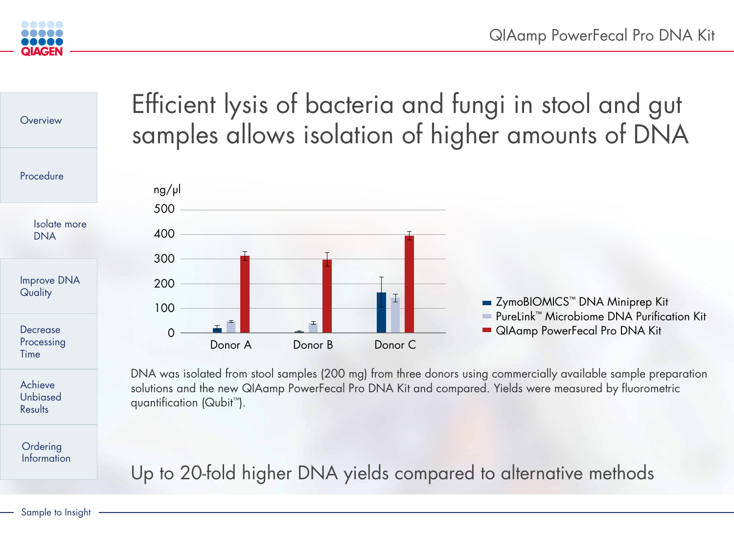Overview

Procedure

Isolate more DNA

Improve DNA Quality

Decrease Processing Time

Achieve Unbiased Results

Ordering Information

# Efficient lysis of bacteria and fungi in stool and gut samples allows isolation of higher amounts of DNA

ng/µl

500

400

300

200

100

0

Donor A    Donor B    Donor C

- ZymoBIOMICS™ DNA Miniprep Kit
- PureLink™ Microbiome DNA Purification Kit
- QIAamp PowerFecal Pro DNA Kit

DNA was isolated from stool samples (200 mg) from three donors using commercially available sample preparation solutions and the new QIAamp PowerFecal Pro DNA Kit and compared. Yields were measured by fluorometric quantification (Qubit™).

## Up to 20-fold higher DNA yields compared to alternative methods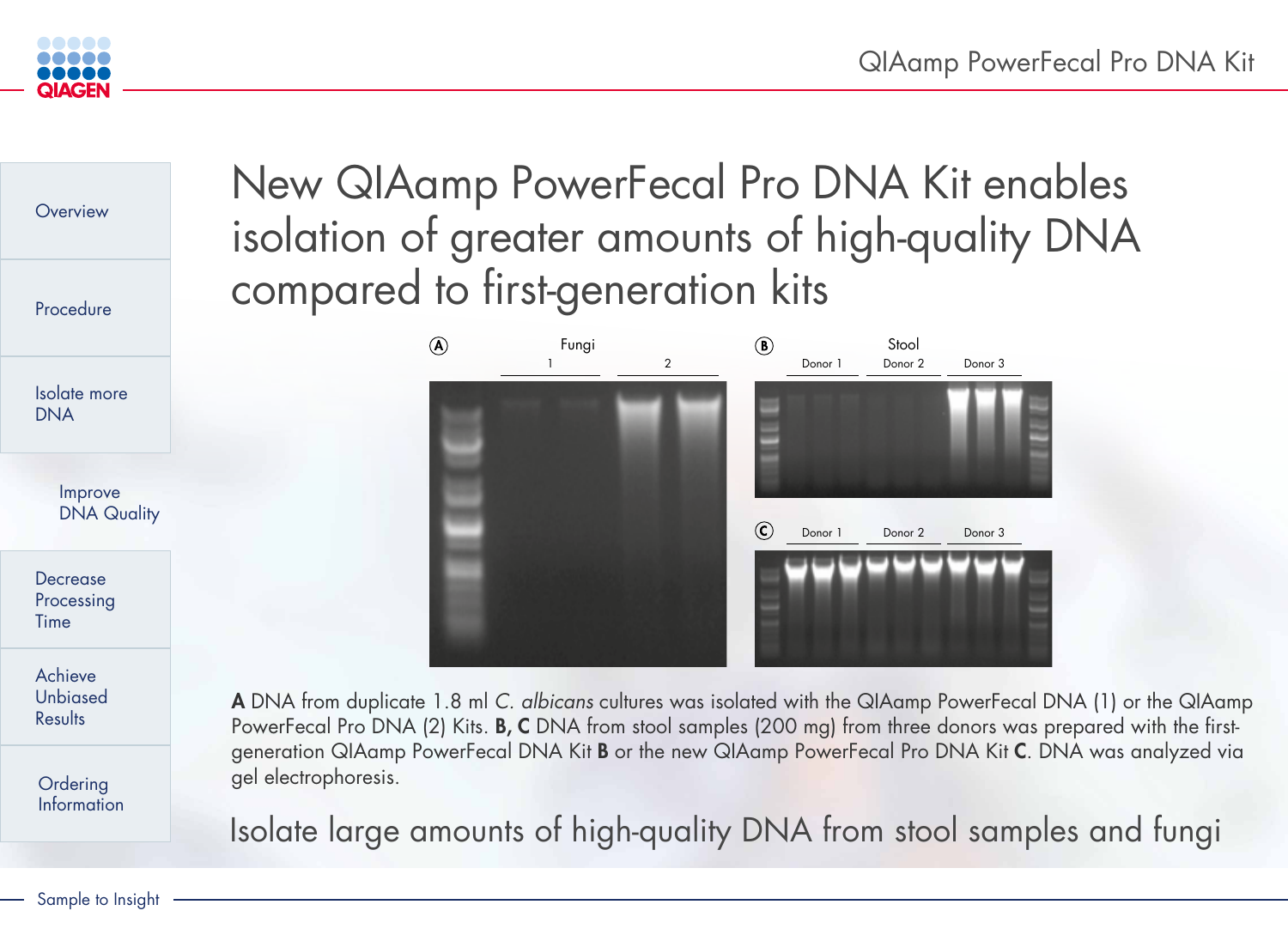# New QIAamp PowerFecal Pro DNA Kit enables isolation of greater amounts of high-quality DNA compared to first-generation kits

**A** DNA from duplicate 1.8 ml *C. albicans* cultures was isolated with the QIAamp PowerFecal DNA (1) or the QIAamp PowerFecal Pro DNA (2) Kits. **B, C** DNA from stool samples (200 mg) from three donors was prepared with the first-generation QIAamp PowerFecal DNA Kit **B** or the new QIAamp PowerFecal Pro DNA Kit **C**. DNA was analyzed via gel electrophoresis.

Isolate large amounts of high-quality DNA from stool samples and fungi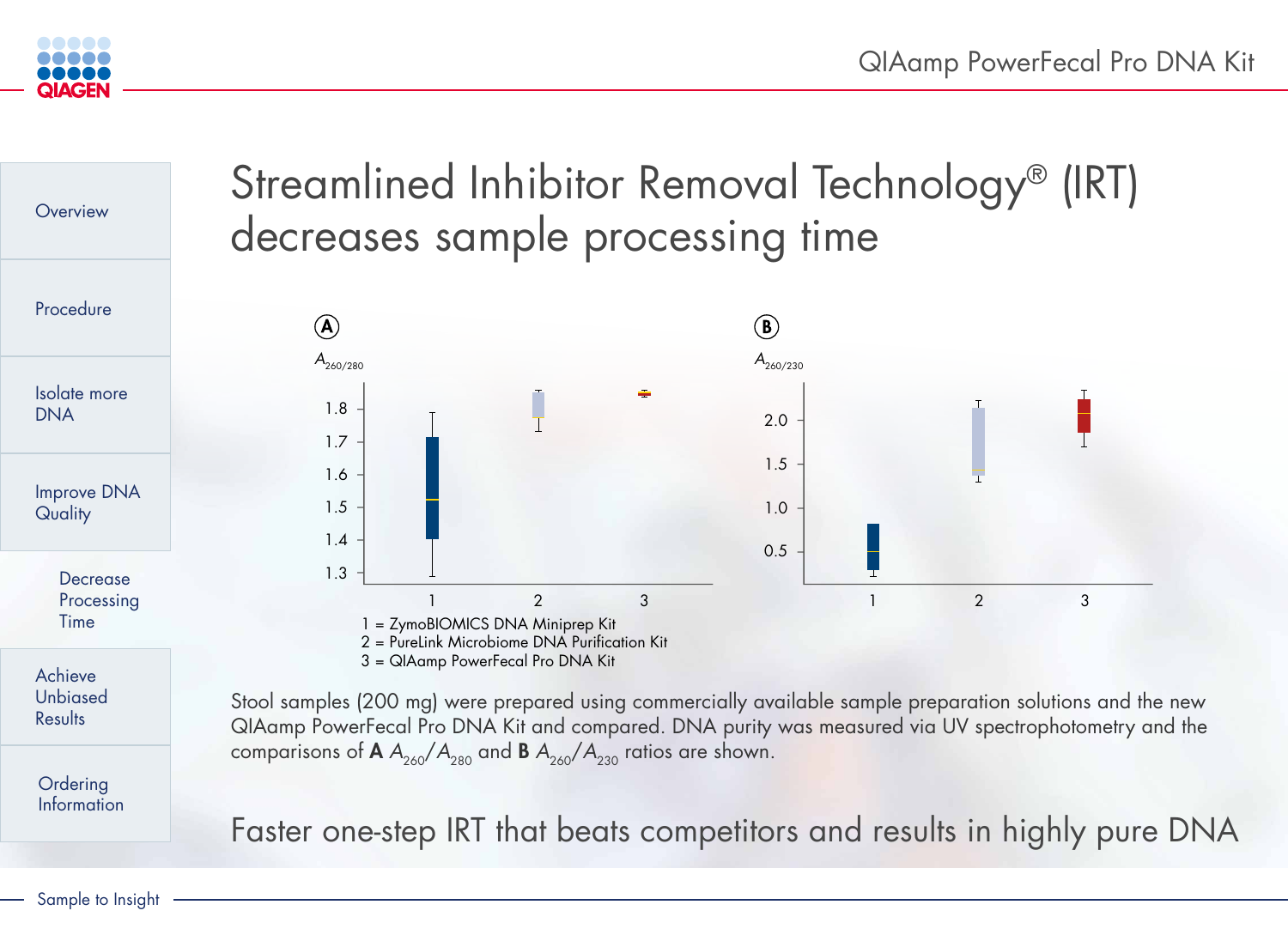# Streamlined Inhibitor Removal Technology® (IRT) decreases sample processing time

**A** $A_{260/280}$

**B** $A_{260/230}$

1 = ZymoBIOMICS DNA Miniprep Kit
2 = PureLink Microbiome DNA Purification Kit
3 = QIAamp PowerFecal Pro DNA Kit

Stool samples (200 mg) were prepared using commercially available sample preparation solutions and the new QIAamp PowerFecal Pro DNA Kit and compared. DNA purity was measured via UV spectrophotometry and the comparisons of **A** $A_{260}/A_{280}$ and **B** $A_{260}/A_{230}$ ratios are shown.

Faster one-step IRT that beats competitors and results in highly pure DNA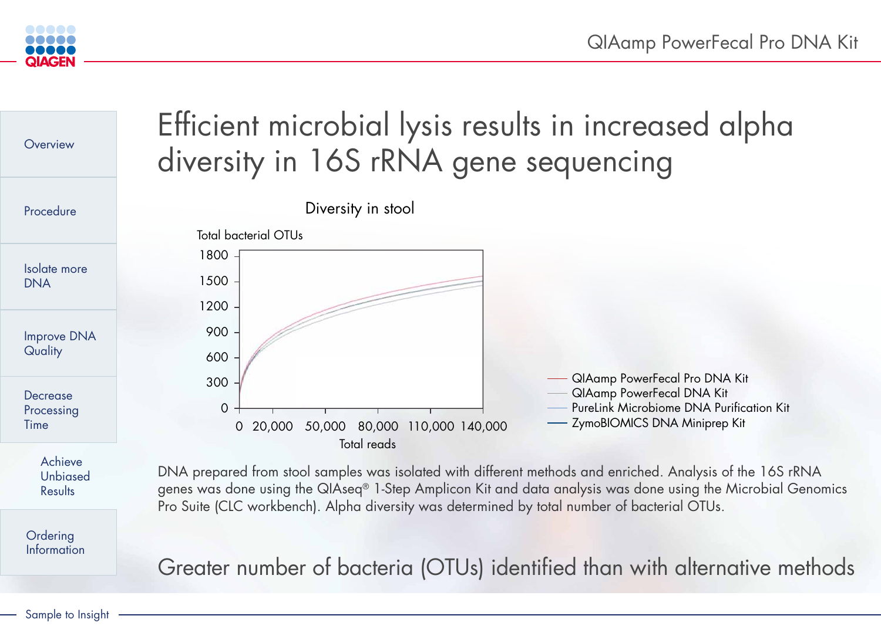# Efficient microbial lysis results in increased alpha diversity in 16S rRNA gene sequencing

**Diversity in stool**

Total bacterial OTUs: 0, 300, 600, 900, 1200, 1500, 1800

Total reads: 0, 20,000, 50,000, 80,000, 110,000, 140,000

- QIAamp PowerFecal Pro DNA Kit
- QIAamp PowerFecal DNA Kit
- PureLink Microbiome DNA Purification Kit
- ZymoBIOMICS DNA Miniprep Kit

DNA prepared from stool samples was isolated with different methods and enriched. Analysis of the 16S rRNA genes was done using the QIAseq® 1-Step Amplicon Kit and data analysis was done using the Microbial Genomics Pro Suite (CLC workbench). Alpha diversity was determined by total number of bacterial OTUs.

## Greater number of bacteria (OTUs) identified than with alternative methods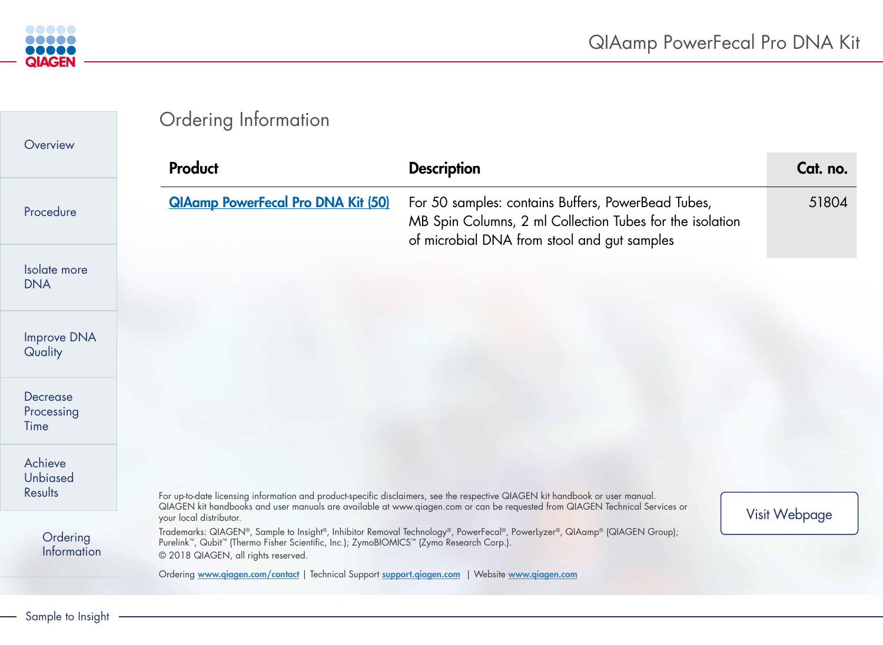# Ordering Information

| Product | Description | Cat. no. |
|---|---|---|
| QIAamp PowerFecal Pro DNA Kit (50) | For 50 samples: contains Buffers, PowerBead Tubes, MB Spin Columns, 2 ml Collection Tubes for the isolation of microbial DNA from stool and gut samples | 51804 |

For up-to-date licensing information and product-specific disclaimers, see the respective QIAGEN kit handbook or user manual. QIAGEN kit handbooks and user manuals are available at www.qiagen.com or can be requested from QIAGEN Technical Services or your local distributor.

Trademarks: QIAGEN®, Sample to Insight®, Inhibitor Removal Technology®, PowerFecal®, PowerLyzer®, QIAamp® (QIAGEN Group); Purelink™, Qubit™ (Thermo Fisher Scientific, Inc.); ZymoBIOMICS™ (Zymo Research Corp.).

© 2018 QIAGEN, all rights reserved.

Ordering www.qiagen.com/contact | Technical Support support.qiagen.com | Website www.qiagen.com

Visit Webpage